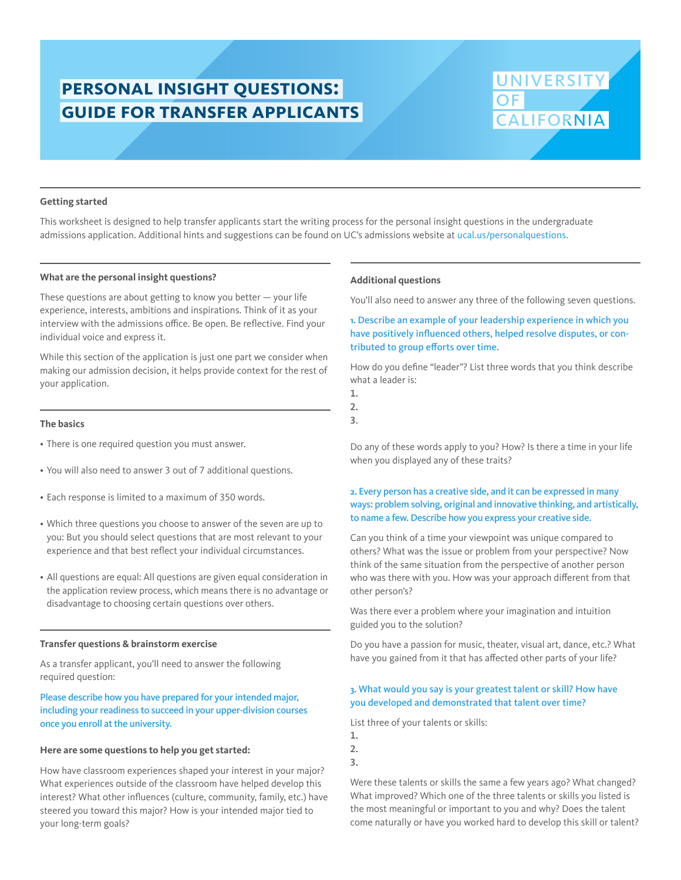# PERSONAL INSIGHT QUESTIONS: GUIDE FOR TRANSFER APPLICANTS

UNIVERSITY OF CALIFORNIA

### Getting started

This worksheet is designed to help transfer applicants start the writing process for the personal insight questions in the undergraduate admissions application. Additional hints and suggestions can be found on UC's admissions website at ucal.us/personalquestions.

### What are the personal insight questions?

These questions are about getting to know you better — your life experience, interests, ambitions and inspirations. Think of it as your interview with the admissions office. Be open. Be reflective. Find your individual voice and express it.

While this section of the application is just one part we consider when making our admission decision, it helps provide context for the rest of your application.

### The basics

- There is one required question you must answer.
- You will also need to answer 3 out of 7 additional questions.
- Each response is limited to a maximum of 350 words.
- Which three questions you choose to answer of the seven are up to you: But you should select questions that are most relevant to your experience and that best reflect your individual circumstances.
- All questions are equal: All questions are given equal consideration in the application review process, which means there is no advantage or disadvantage to choosing certain questions over others.

### Transfer questions & brainstorm exercise

As a transfer applicant, you'll need to answer the following required question:

**Please describe how you have prepared for your intended major, including your readiness to succeed in your upper-division courses once you enroll at the university.**

**Here are some questions to help you get started:**

How have classroom experiences shaped your interest in your major? What experiences outside of the classroom have helped develop this interest? What other influences (culture, community, family, etc.) have steered you toward this major? How is your intended major tied to your long-term goals?

### Additional questions

You'll also need to answer any three of the following seven questions.

**1. Describe an example of your leadership experience in which you have positively influenced others, helped resolve disputes, or contributed to group efforts over time.**

How do you define "leader"? List three words that you think describe what a leader is:

1.
2.
3.

Do any of these words apply to you? How? Is there a time in your life when you displayed any of these traits?

**2. Every person has a creative side, and it can be expressed in many ways: problem solving, original and innovative thinking, and artistically, to name a few. Describe how you express your creative side.**

Can you think of a time your viewpoint was unique compared to others? What was the issue or problem from your perspective? Now think of the same situation from the perspective of another person who was there with you. How was your approach different from that other person's?

Was there ever a problem where your imagination and intuition guided you to the solution?

Do you have a passion for music, theater, visual art, dance, etc.? What have you gained from it that has affected other parts of your life?

**3. What would you say is your greatest talent or skill? How have you developed and demonstrated that talent over time?**

List three of your talents or skills:

1.
2.
3.

Were these talents or skills the same a few years ago? What changed? What improved? Which one of the three talents or skills you listed is the most meaningful or important to you and why? Does the talent come naturally or have you worked hard to develop this skill or talent?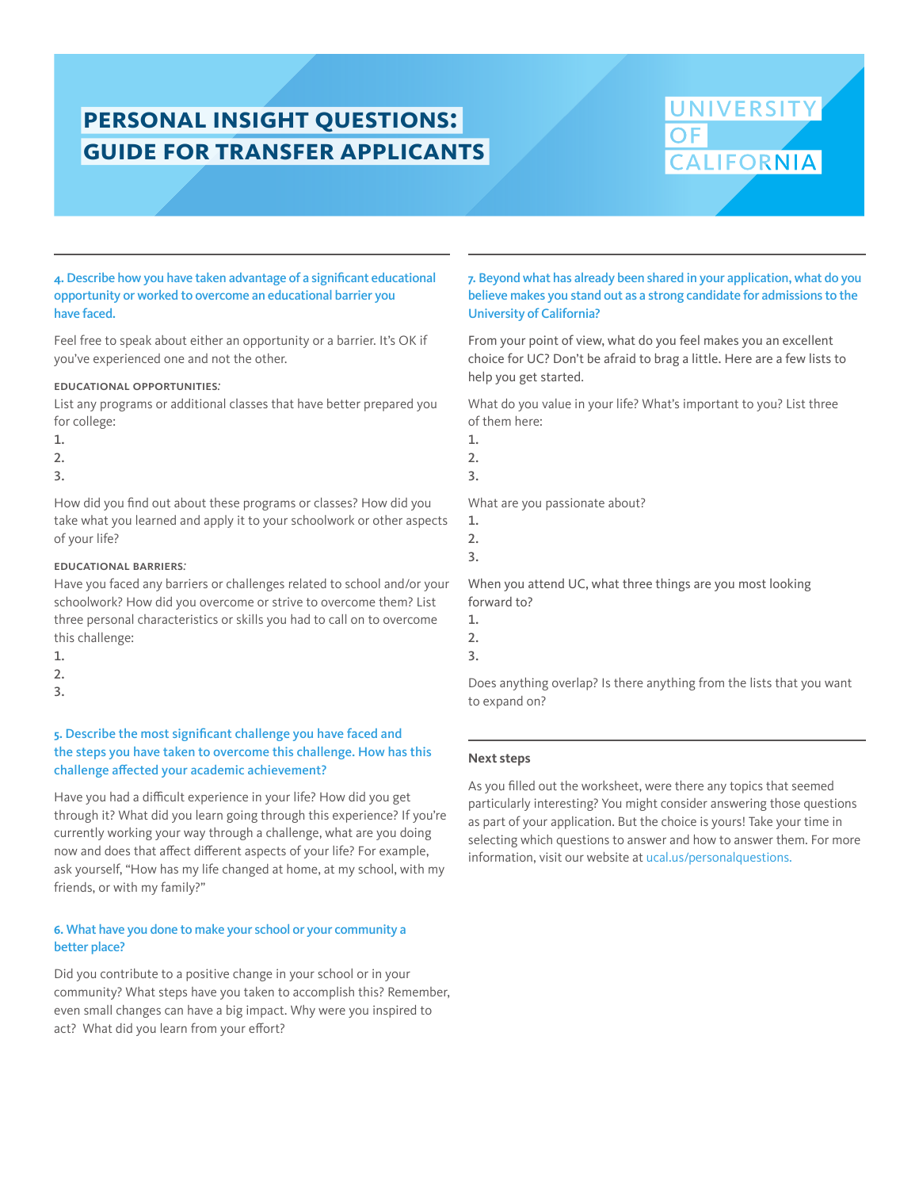# PERSONAL INSIGHT QUESTIONS: GUIDE FOR TRANSFER APPLICANTS

UNIVERSITY OF CALIFORNIA

### 4. Describe how you have taken advantage of a significant educational opportunity or worked to overcome an educational barrier you have faced.

Feel free to speak about either an opportunity or a barrier. It's OK if you've experienced one and not the other.

**EDUCATIONAL OPPORTUNITIES:**

List any programs or additional classes that have better prepared you for college:

1.
2.
3.

How did you find out about these programs or classes? How did you take what you learned and apply it to your schoolwork or other aspects of your life?

**EDUCATIONAL BARRIERS:**

Have you faced any barriers or challenges related to school and/or your schoolwork? How did you overcome or strive to overcome them? List three personal characteristics or skills you had to call on to overcome this challenge:

1.
2.
3.

### 5. Describe the most significant challenge you have faced and the steps you have taken to overcome this challenge. How has this challenge affected your academic achievement?

Have you had a difficult experience in your life? How did you get through it? What did you learn going through this experience? If you're currently working your way through a challenge, what are you doing now and does that affect different aspects of your life? For example, ask yourself, "How has my life changed at home, at my school, with my friends, or with my family?"

### 6. What have you done to make your school or your community a better place?

Did you contribute to a positive change in your school or in your community? What steps have you taken to accomplish this? Remember, even small changes can have a big impact. Why were you inspired to act? What did you learn from your effort?

### 7. Beyond what has already been shared in your application, what do you believe makes you stand out as a strong candidate for admissions to the University of California?

From your point of view, what do you feel makes you an excellent choice for UC? Don't be afraid to brag a little. Here are a few lists to help you get started.

What do you value in your life? What's important to you? List three of them here:

1.
2.
3.

What are you passionate about?

1.
2.
3.

When you attend UC, what three things are you most looking forward to?

1.
2.
3.

Does anything overlap? Is there anything from the lists that you want to expand on?

### Next steps

As you filled out the worksheet, were there any topics that seemed particularly interesting? You might consider answering those questions as part of your application. But the choice is yours! Take your time in selecting which questions to answer and how to answer them. For more information, visit our website at ucal.us/personalquestions.